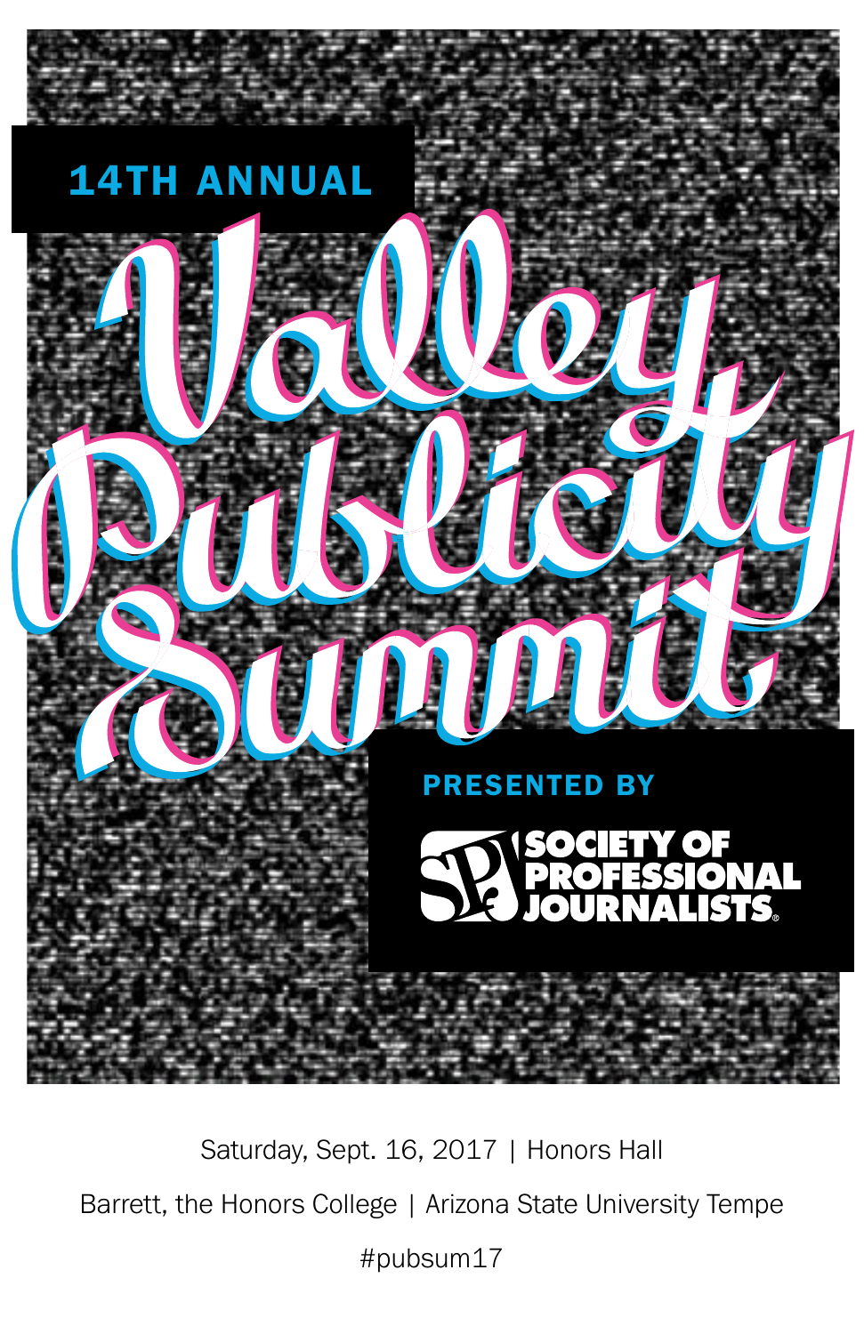14TH ANNUAL

# Valley Publicity Summit

PRESENTED BY

SOCIETY OF PROFESSIONAL JOURNALISTS

Saturday, Sept. 16, 2017 | Honors Hall

Barrett, the Honors College | Arizona State University Tempe

#pubsum17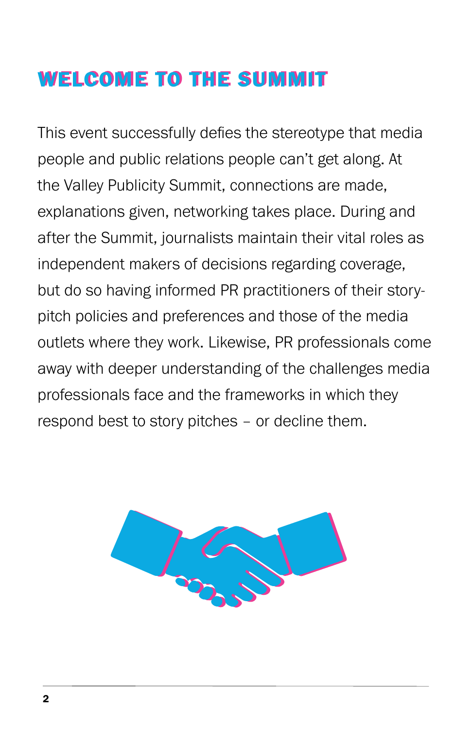# WELCOME TO THE SUMMIT

This event successfully defies the stereotype that media people and public relations people can't get along. At the Valley Publicity Summit, connections are made, explanations given, networking takes place. During and after the Summit, journalists maintain their vital roles as independent makers of decisions regarding coverage, but do so having informed PR practitioners of their story-pitch policies and preferences and those of the media outlets where they work. Likewise, PR professionals come away with deeper understanding of the challenges media professionals face and the frameworks in which they respond best to story pitches – or decline them.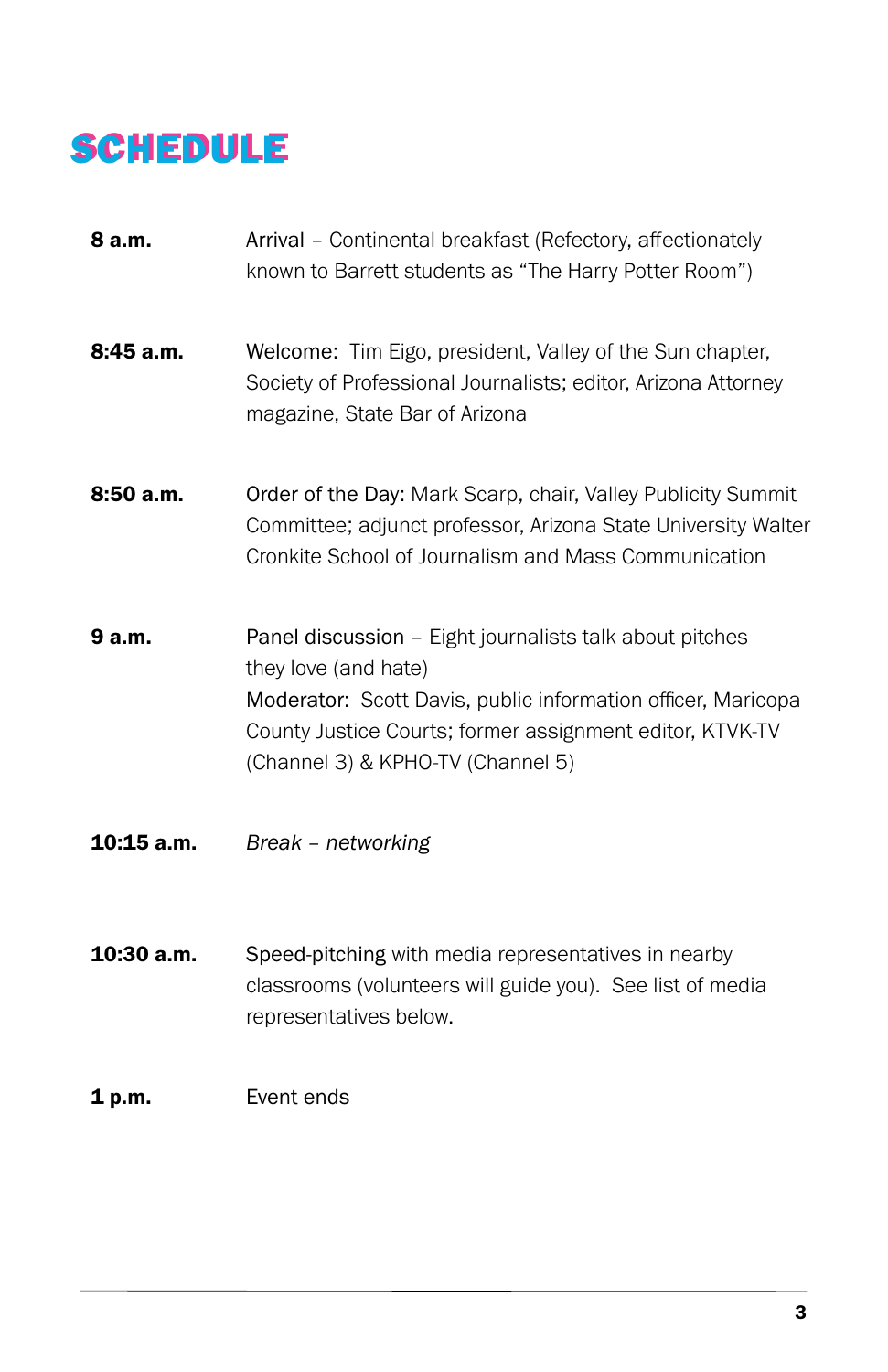# SCHEDULE

| | |
|---|---|
| **8 a.m.** | Arrival – Continental breakfast (Refectory, affectionately known to Barrett students as "The Harry Potter Room") |
| **8:45 a.m.** | Welcome: Tim Eigo, president, Valley of the Sun chapter, Society of Professional Journalists; editor, Arizona Attorney magazine, State Bar of Arizona |
| **8:50 a.m.** | Order of the Day: Mark Scarp, chair, Valley Publicity Summit Committee; adjunct professor, Arizona State University Walter Cronkite School of Journalism and Mass Communication |
| **9 a.m.** | Panel discussion – Eight journalists talk about pitches they love (and hate)<br>Moderator: Scott Davis, public information officer, Maricopa County Justice Courts; former assignment editor, KTVK-TV (Channel 3) & KPHO-TV (Channel 5) |
| **10:15 a.m.** | *Break – networking* |
| **10:30 a.m.** | Speed-pitching with media representatives in nearby classrooms (volunteers will guide you). See list of media representatives below. |
| **1 p.m.** | Event ends |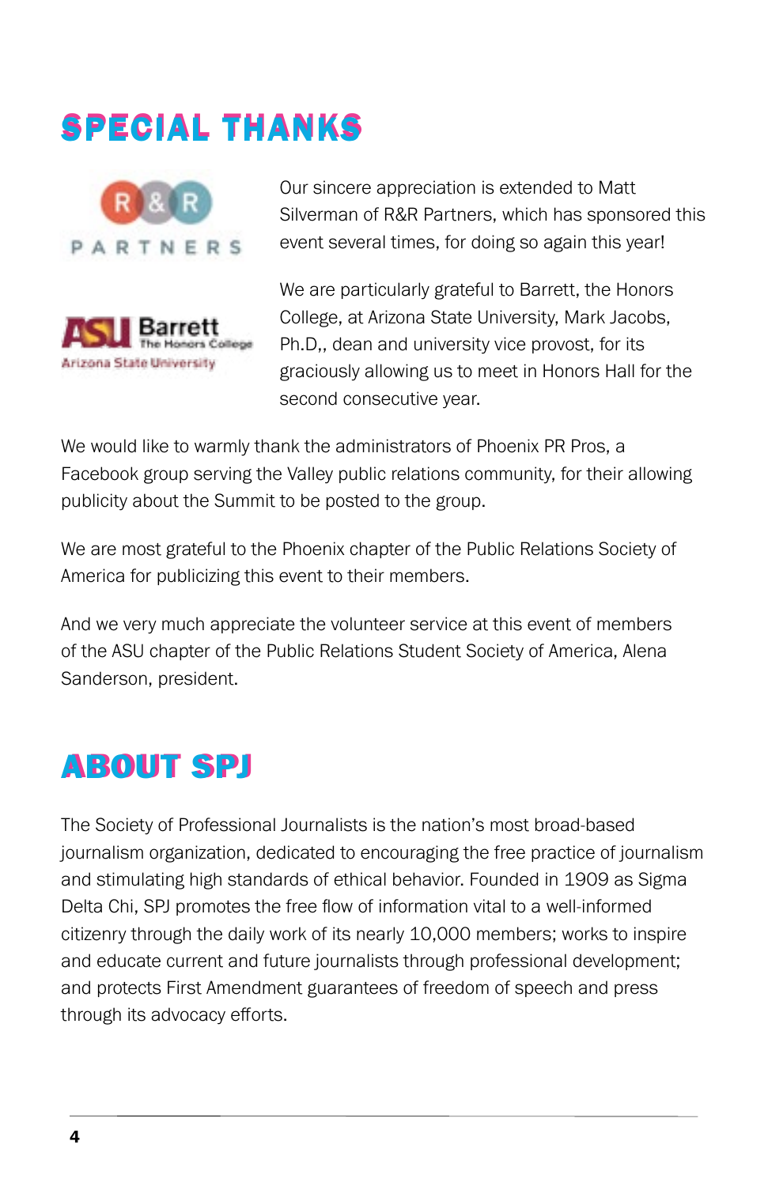## SPECIAL THANKS

Our sincere appreciation is extended to Matt Silverman of R&R Partners, which has sponsored this event several times, for doing so again this year!

We are particularly grateful to Barrett, the Honors College, at Arizona State University, Mark Jacobs, Ph.D,, dean and university vice provost, for its graciously allowing us to meet in Honors Hall for the second consecutive year.

We would like to warmly thank the administrators of Phoenix PR Pros, a Facebook group serving the Valley public relations community, for their allowing publicity about the Summit to be posted to the group.

We are most grateful to the Phoenix chapter of the Public Relations Society of America for publicizing this event to their members.

And we very much appreciate the volunteer service at this event of members of the ASU chapter of the Public Relations Student Society of America, Alena Sanderson, president.

## ABOUT SPJ

The Society of Professional Journalists is the nation's most broad-based journalism organization, dedicated to encouraging the free practice of journalism and stimulating high standards of ethical behavior. Founded in 1909 as Sigma Delta Chi, SPJ promotes the free flow of information vital to a well-informed citizenry through the daily work of its nearly 10,000 members; works to inspire and educate current and future journalists through professional development; and protects First Amendment guarantees of freedom of speech and press through its advocacy efforts.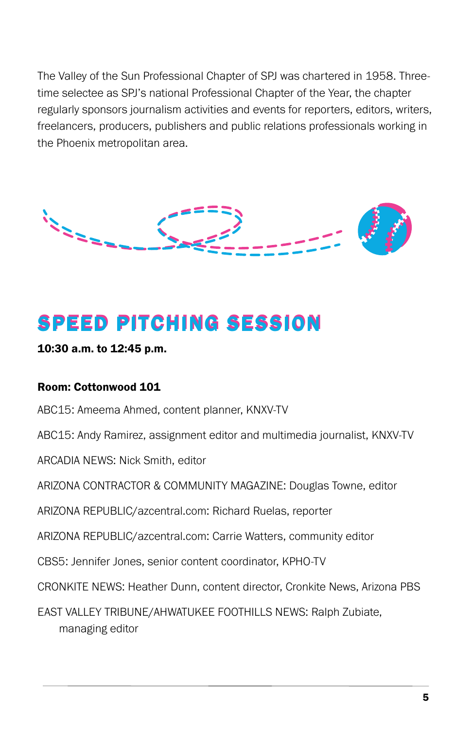The Valley of the Sun Professional Chapter of SPJ was chartered in 1958. Three-time selectee as SPJ's national Professional Chapter of the Year, the chapter regularly sponsors journalism activities and events for reporters, editors, writers, freelancers, producers, publishers and public relations professionals working in the Phoenix metropolitan area.

## SPEED PITCHING SESSION

**10:30 a.m. to 12:45 p.m.**

**Room: Cottonwood 101**

ABC15: Ameema Ahmed, content planner, KNXV-TV

ABC15: Andy Ramirez, assignment editor and multimedia journalist, KNXV-TV

ARCADIA NEWS: Nick Smith, editor

ARIZONA CONTRACTOR & COMMUNITY MAGAZINE: Douglas Towne, editor

ARIZONA REPUBLIC/azcentral.com: Richard Ruelas, reporter

ARIZONA REPUBLIC/azcentral.com: Carrie Watters, community editor

CBS5: Jennifer Jones, senior content coordinator, KPHO-TV

CRONKITE NEWS: Heather Dunn, content director, Cronkite News, Arizona PBS

EAST VALLEY TRIBUNE/AHWATUKEE FOOTHILLS NEWS: Ralph Zubiate, managing editor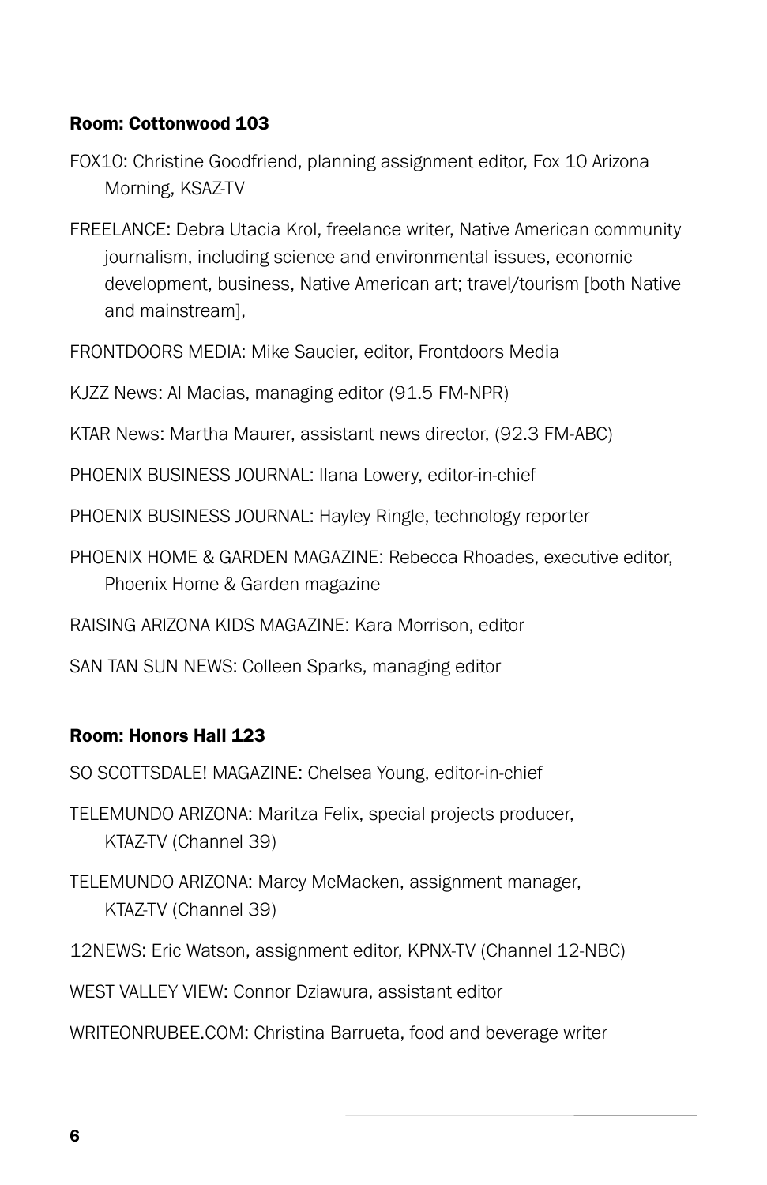**Room: Cottonwood 103**

FOX10: Christine Goodfriend, planning assignment editor, Fox 10 Arizona Morning, KSAZ-TV

FREELANCE: Debra Utacia Krol, freelance writer, Native American community journalism, including science and environmental issues, economic development, business, Native American art; travel/tourism [both Native and mainstream],

FRONTDOORS MEDIA: Mike Saucier, editor, Frontdoors Media

KJZZ News: Al Macias, managing editor (91.5 FM-NPR)

KTAR News: Martha Maurer, assistant news director, (92.3 FM-ABC)

PHOENIX BUSINESS JOURNAL: Ilana Lowery, editor-in-chief

PHOENIX BUSINESS JOURNAL: Hayley Ringle, technology reporter

PHOENIX HOME & GARDEN MAGAZINE: Rebecca Rhoades, executive editor, Phoenix Home & Garden magazine

RAISING ARIZONA KIDS MAGAZINE: Kara Morrison, editor

SAN TAN SUN NEWS: Colleen Sparks, managing editor

**Room: Honors Hall 123**

SO SCOTTSDALE! MAGAZINE: Chelsea Young, editor-in-chief

TELEMUNDO ARIZONA: Maritza Felix, special projects producer, KTAZ-TV (Channel 39)

TELEMUNDO ARIZONA: Marcy McMacken, assignment manager, KTAZ-TV (Channel 39)

12NEWS: Eric Watson, assignment editor, KPNX-TV (Channel 12-NBC)

WEST VALLEY VIEW: Connor Dziawura, assistant editor

WRITEONRUBEE.COM: Christina Barrueta, food and beverage writer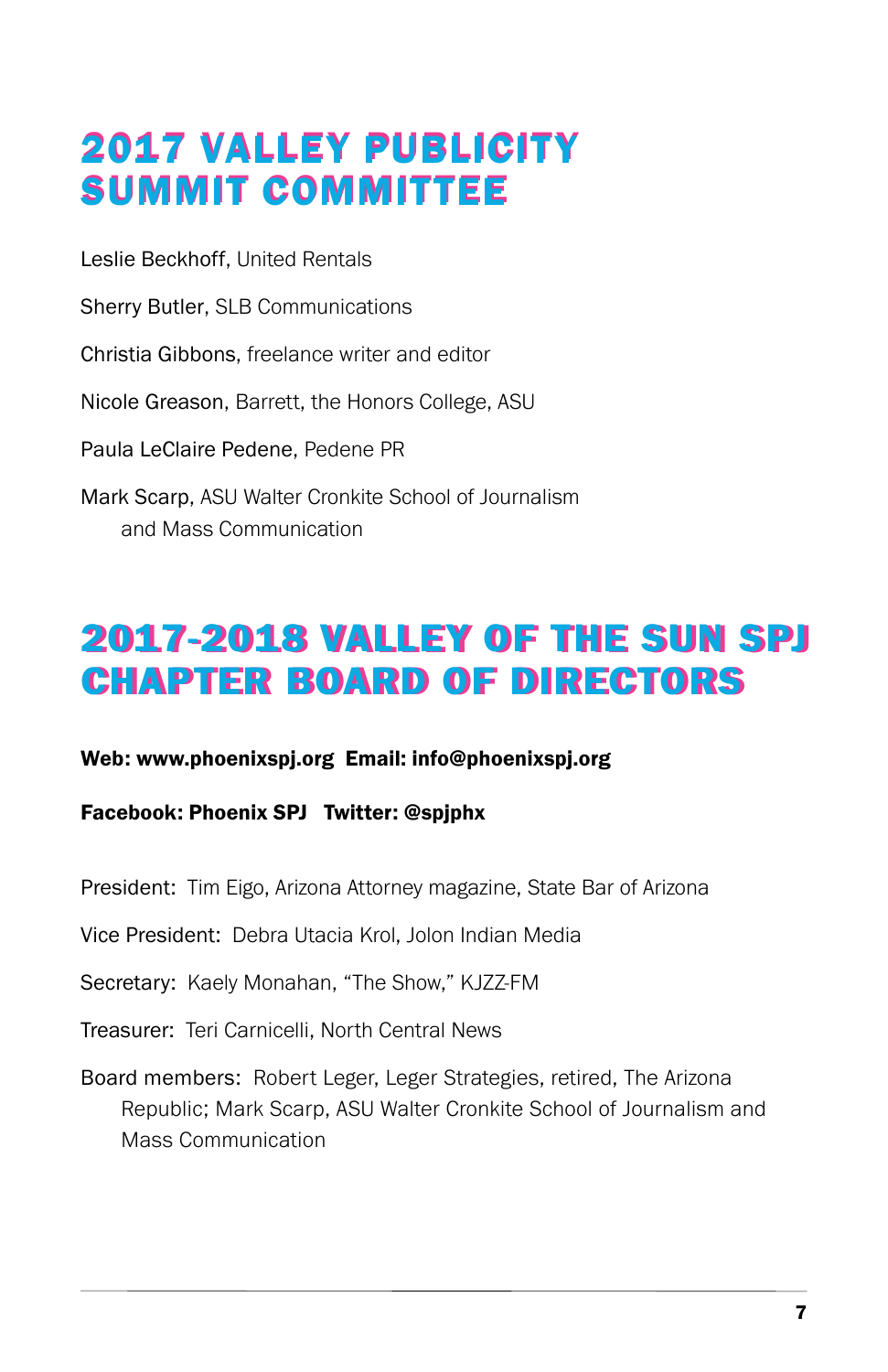# 2017 VALLEY PUBLICITY SUMMIT COMMITTEE

Leslie Beckhoff, United Rentals

Sherry Butler, SLB Communications

Christia Gibbons, freelance writer and editor

Nicole Greason, Barrett, the Honors College, ASU

Paula LeClaire Pedene, Pedene PR

Mark Scarp, ASU Walter Cronkite School of Journalism and Mass Communication

# 2017-2018 VALLEY OF THE SUN SPJ CHAPTER BOARD OF DIRECTORS

**Web: www.phoenixspj.org Email: info@phoenixspj.org**

**Facebook: Phoenix SPJ Twitter: @spjphx**

President: Tim Eigo, Arizona Attorney magazine, State Bar of Arizona

Vice President: Debra Utacia Krol, Jolon Indian Media

Secretary: Kaely Monahan, "The Show," KJZZ-FM

Treasurer: Teri Carnicelli, North Central News

Board members: Robert Leger, Leger Strategies, retired, The Arizona Republic; Mark Scarp, ASU Walter Cronkite School of Journalism and Mass Communication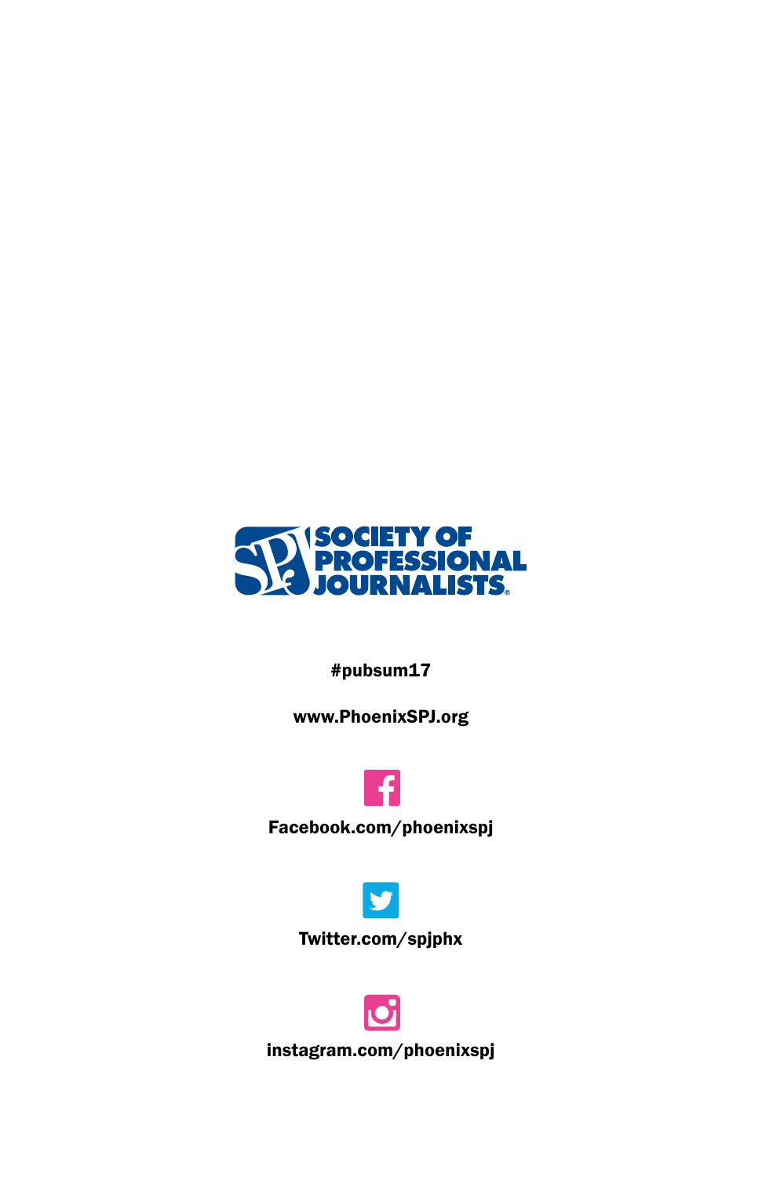SOCIETY OF PROFESSIONAL JOURNALISTS

#pubsum17

www.PhoenixSPJ.org

Facebook.com/phoenixspj

Twitter.com/spjphx

instagram.com/phoenixspj